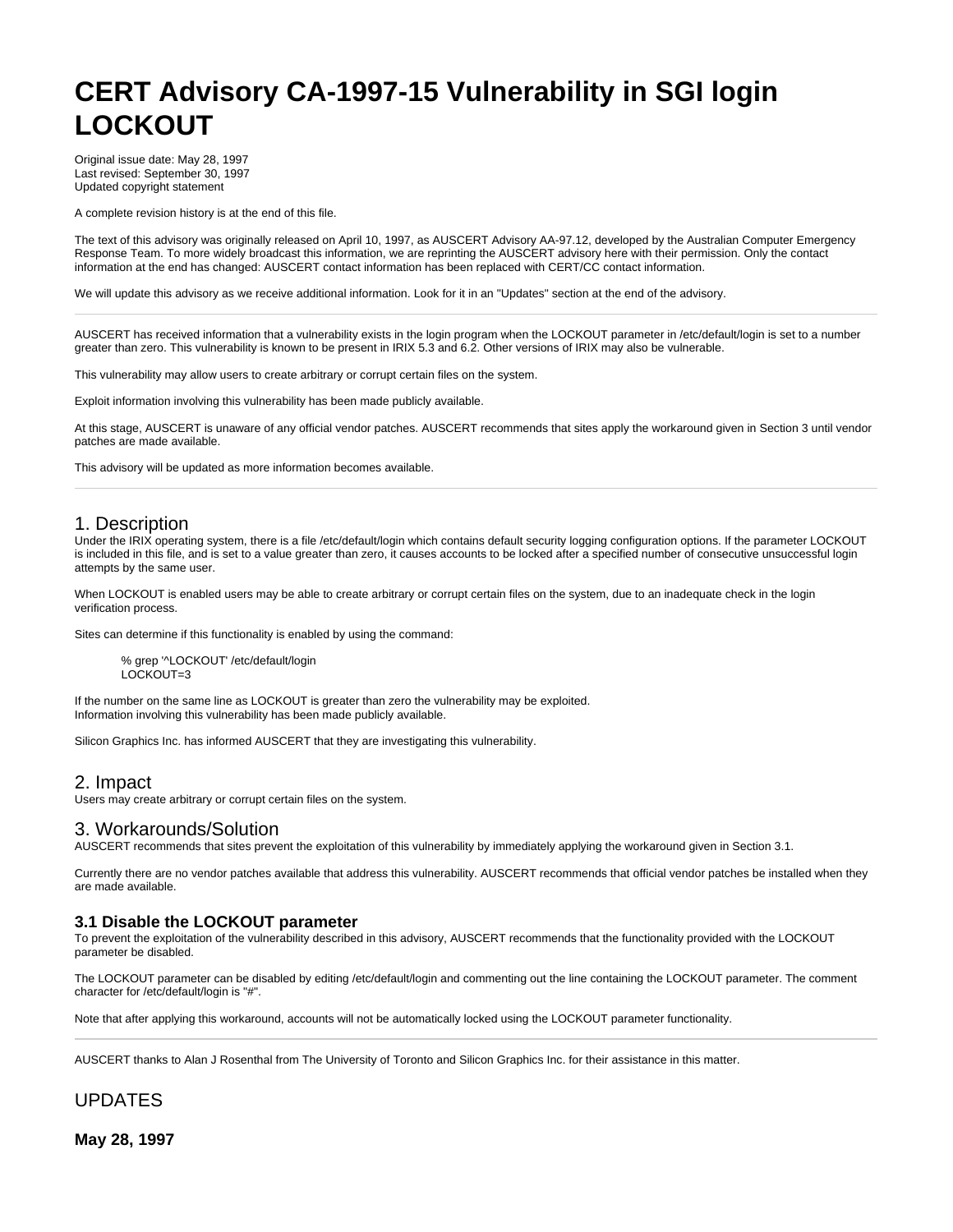# CERT Advisory CA-1997-15 Vulnerability in SGI login LOCKOUT

Original issue date: May 28, 1997
Last revised: September 30, 1997
Updated copyright statement

A complete revision history is at the end of this file.

The text of this advisory was originally released on April 10, 1997, as AUSCERT Advisory AA-97.12, developed by the Australian Computer Emergency Response Team. To more widely broadcast this information, we are reprinting the AUSCERT advisory here with their permission. Only the contact information at the end has changed: AUSCERT contact information has been replaced with CERT/CC contact information.

We will update this advisory as we receive additional information. Look for it in an "Updates" section at the end of the advisory.

---

AUSCERT has received information that a vulnerability exists in the login program when the LOCKOUT parameter in /etc/default/login is set to a number greater than zero. This vulnerability is known to be present in IRIX 5.3 and 6.2. Other versions of IRIX may also be vulnerable.

This vulnerability may allow users to create arbitrary or corrupt certain files on the system.

Exploit information involving this vulnerability has been made publicly available.

At this stage, AUSCERT is unaware of any official vendor patches. AUSCERT recommends that sites apply the workaround given in Section 3 until vendor patches are made available.

This advisory will be updated as more information becomes available.

---

## 1. Description

Under the IRIX operating system, there is a file /etc/default/login which contains default security logging configuration options. If the parameter LOCKOUT is included in this file, and is set to a value greater than zero, it causes accounts to be locked after a specified number of consecutive unsuccessful login attempts by the same user.

When LOCKOUT is enabled users may be able to create arbitrary or corrupt certain files on the system, due to an inadequate check in the login verification process.

Sites can determine if this functionality is enabled by using the command:

```
% grep '^LOCKOUT' /etc/default/login
LOCKOUT=3
```

If the number on the same line as LOCKOUT is greater than zero the vulnerability may be exploited.
Information involving this vulnerability has been made publicly available.

Silicon Graphics Inc. has informed AUSCERT that they are investigating this vulnerability.

## 2. Impact

Users may create arbitrary or corrupt certain files on the system.

## 3. Workarounds/Solution

AUSCERT recommends that sites prevent the exploitation of this vulnerability by immediately applying the workaround given in Section 3.1.

Currently there are no vendor patches available that address this vulnerability. AUSCERT recommends that official vendor patches be installed when they are made available.

### 3.1 Disable the LOCKOUT parameter

To prevent the exploitation of the vulnerability described in this advisory, AUSCERT recommends that the functionality provided with the LOCKOUT parameter be disabled.

The LOCKOUT parameter can be disabled by editing /etc/default/login and commenting out the line containing the LOCKOUT parameter. The comment character for /etc/default/login is "#".

Note that after applying this workaround, accounts will not be automatically locked using the LOCKOUT parameter functionality.

---

AUSCERT thanks to Alan J Rosenthal from The University of Toronto and Silicon Graphics Inc. for their assistance in this matter.

## UPDATES

### May 28, 1997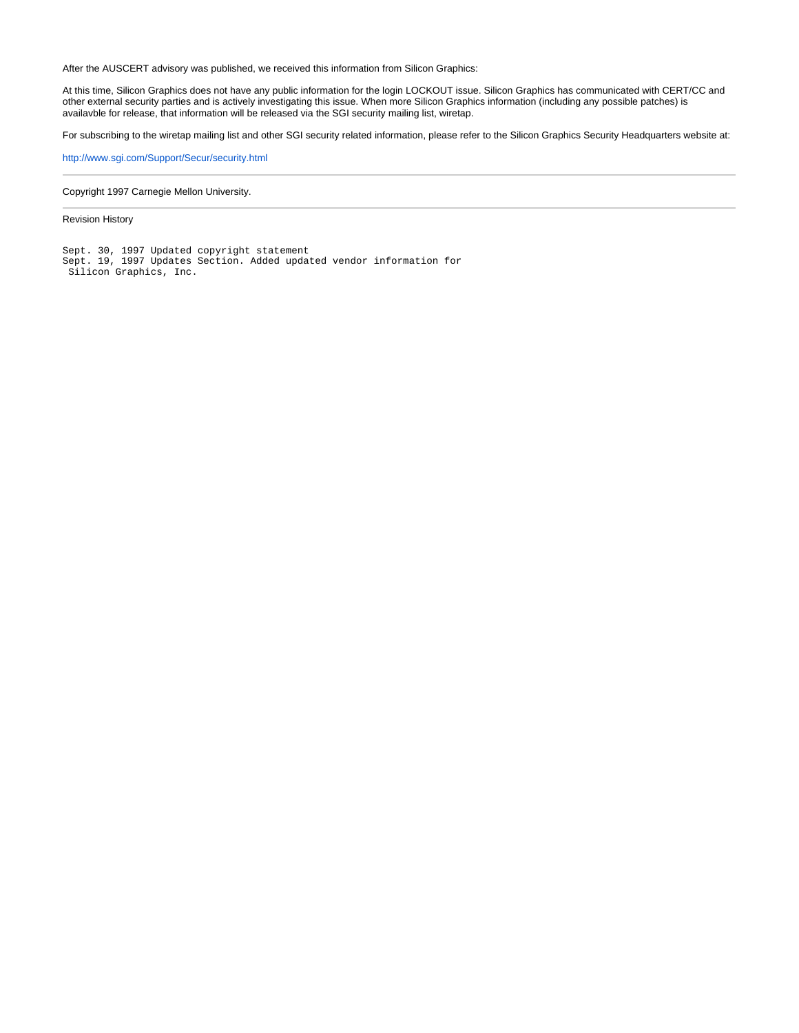After the AUSCERT advisory was published, we received this information from Silicon Graphics:

At this time, Silicon Graphics does not have any public information for the login LOCKOUT issue. Silicon Graphics has communicated with CERT/CC and other external security parties and is actively investigating this issue. When more Silicon Graphics information (including any possible patches) is availavble for release, that information will be released via the SGI security mailing list, wiretap.

For subscribing to the wiretap mailing list and other SGI security related information, please refer to the Silicon Graphics Security Headquarters website at:

http://www.sgi.com/Support/Secur/security.html

---

Copyright 1997 Carnegie Mellon University.

---

Revision History

```
Sept. 30, 1997 Updated copyright statement
Sept. 19, 1997 Updates Section. Added updated vendor information for
 Silicon Graphics, Inc.
```